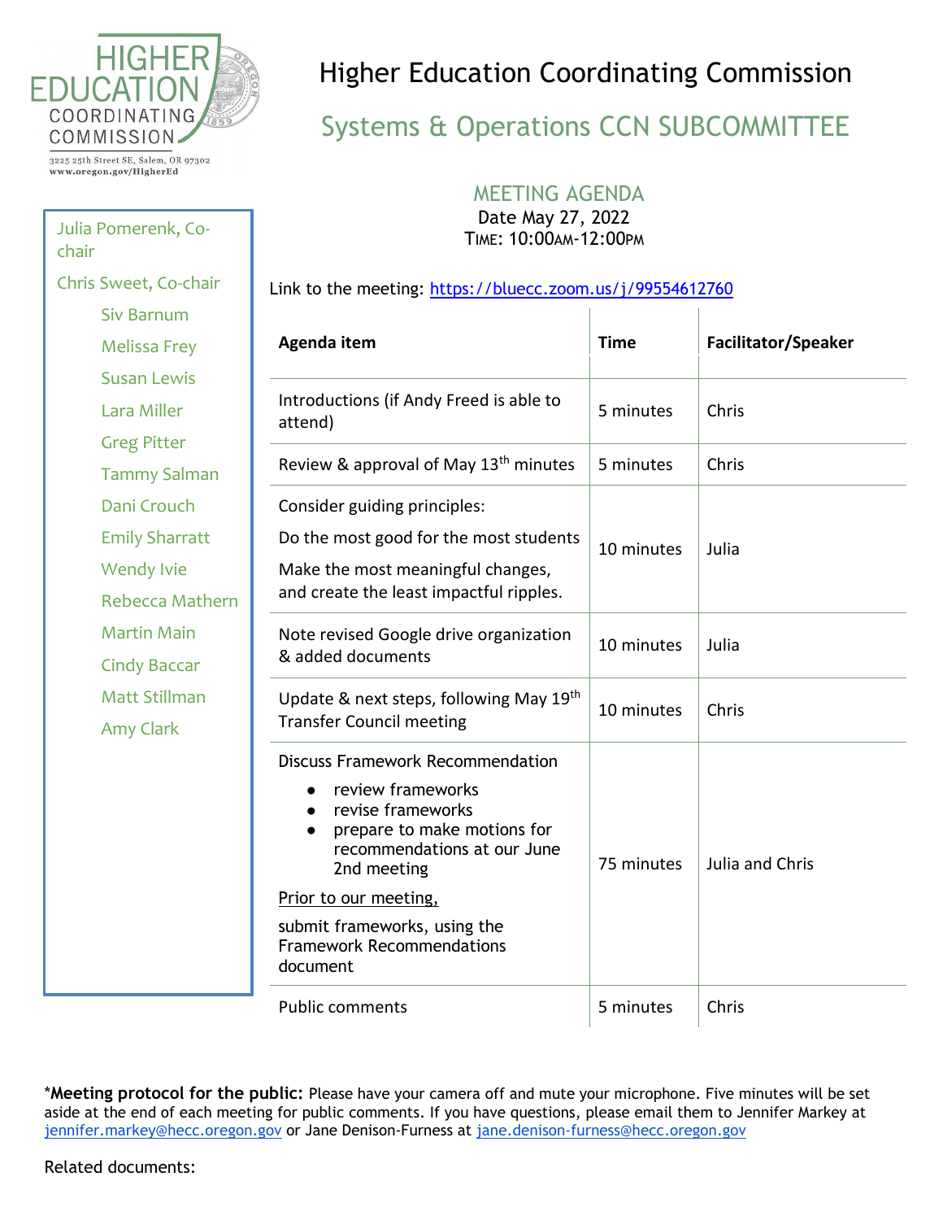HIGHER EDUCATION COORDINATING COMMISSION

3225 25th Street SE, Salem, OR 97302
www.oregon.gov/HigherEd

# Higher Education Coordinating Commission

## Systems & Operations CCN SUBCOMMITTEE

Julia Pomerenk, Co-chair

Chris Sweet, Co-chair

- Siv Barnum
- Melissa Frey
- Susan Lewis
- Lara Miller
- Greg Pitter
- Tammy Salman
- Dani Crouch
- Emily Sharratt
- Wendy Ivie
- Rebecca Mathern
- Martin Main
- Cindy Baccar
- Matt Stillman
- Amy Clark

### MEETING AGENDA

Date May 27, 2022

TIME: 10:00AM-12:00PM

Link to the meeting: https://bluecc.zoom.us/j/99554612760

| Agenda item | Time | Facilitator/Speaker |
|---|---|---|
| Introductions (if Andy Freed is able to attend) | 5 minutes | Chris |
| Review & approval of May 13th minutes | 5 minutes | Chris |
| Consider guiding principles:<br>Do the most good for the most students<br>Make the most meaningful changes, and create the least impactful ripples. | 10 minutes | Julia |
| Note revised Google drive organization & added documents | 10 minutes | Julia |
| Update & next steps, following May 19th Transfer Council meeting | 10 minutes | Chris |
| Discuss Framework Recommendation<br>• review frameworks<br>• revise frameworks<br>• prepare to make motions for recommendations at our June 2nd meeting<br>Prior to our meeting,<br>submit frameworks, using the Framework Recommendations document | 75 minutes | Julia and Chris |
| Public comments | 5 minutes | Chris |

***Meeting protocol for the public:** Please have your camera off and mute your microphone. Five minutes will be set aside at the end of each meeting for public comments. If you have questions, please email them to Jennifer Markey at jennifer.markey@hecc.oregon.gov or Jane Denison-Furness at jane.denison-furness@hecc.oregon.gov

Related documents: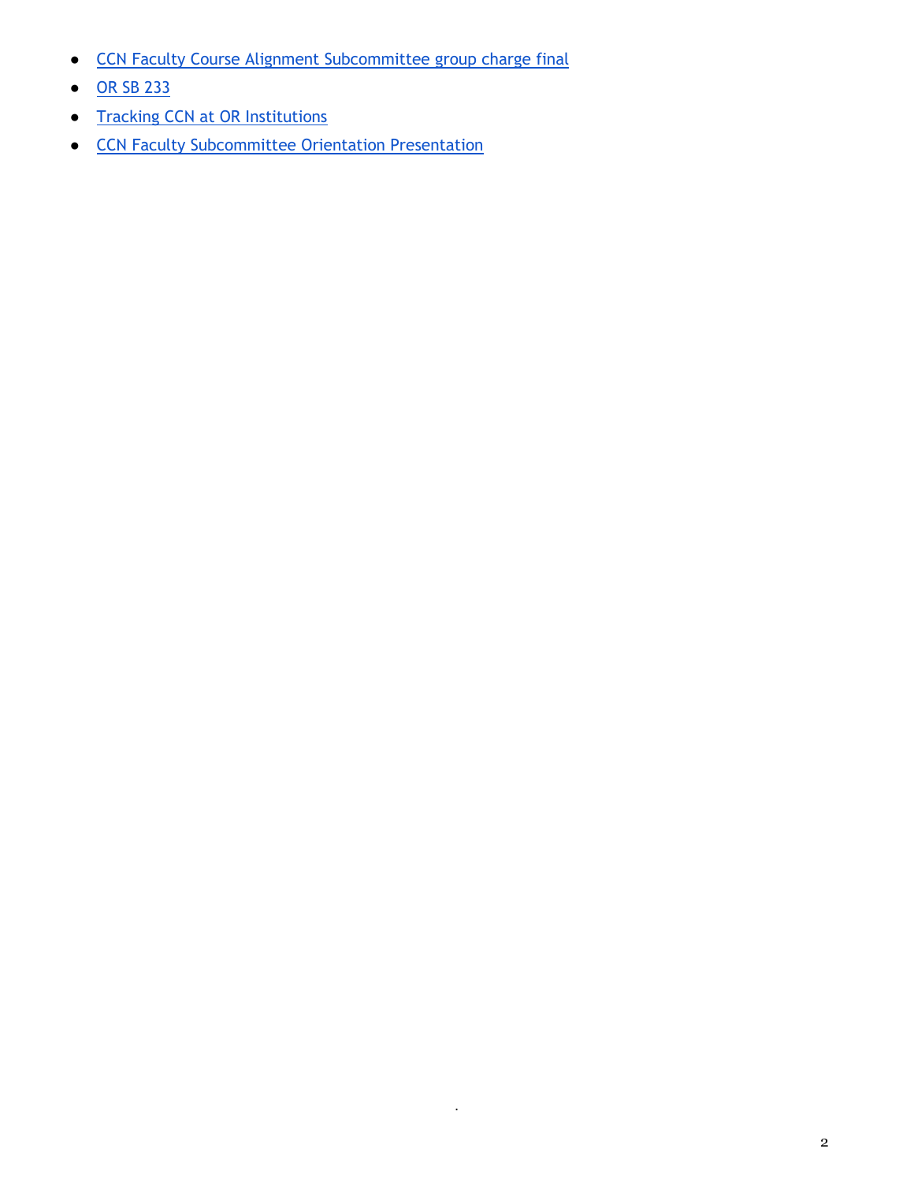- CCN Faculty Course Alignment Subcommittee group charge final
- OR SB 233
- Tracking CCN at OR Institutions
- CCN Faculty Subcommittee Orientation Presentation